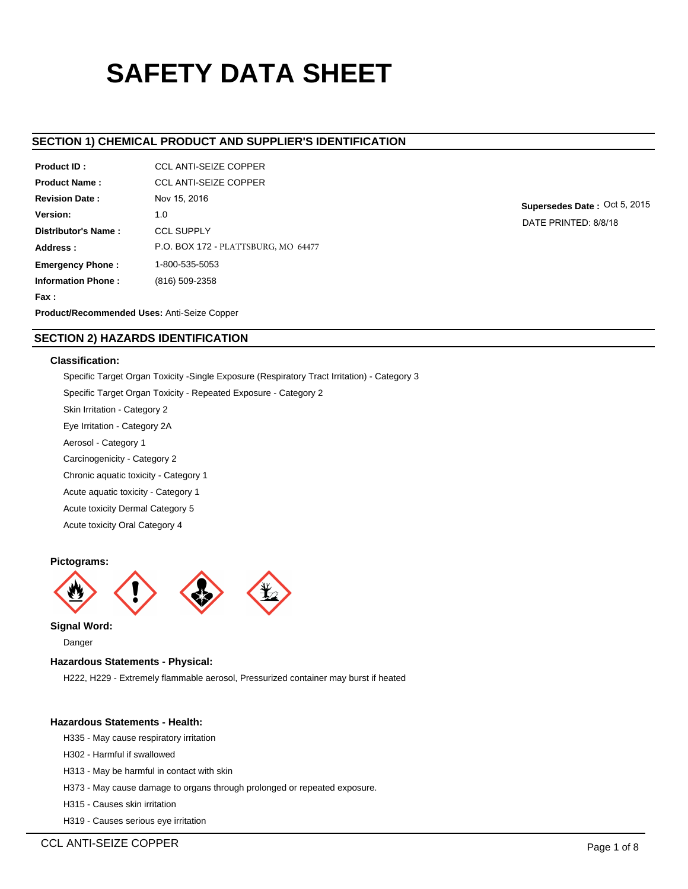# SAFETY DATA SHEET

## SECTION 1) CHEMICAL PRODUCT AND SUPPLIER'S IDENTIFICATION

**Product ID :** CCL ANTI-SEIZE COPPER

**Product Name :** CCL ANTI-SEIZE COPPER

**Revision Date :** Nov 15, 2016

**Version:** 1.0

**Distributor's Name :** CCL SUPPLY

**Address :** P.O. BOX 172 - PLATTSBURG, MO 64477

**Emergency Phone :** 1-800-535-5053

**Information Phone :** (816) 509-2358

**Fax :**

**Product/Recommended Uses:** Anti-Seize Copper

**Supersedes Date :** Oct 5, 2015

DATE PRINTED: 8/8/18

## SECTION 2) HAZARDS IDENTIFICATION

### Classification:

Specific Target Organ Toxicity -Single Exposure (Respiratory Tract Irritation) - Category 3

Specific Target Organ Toxicity - Repeated Exposure - Category 2

Skin Irritation - Category 2

Eye Irritation - Category 2A

Aerosol - Category 1

Carcinogenicity - Category 2

Chronic aquatic toxicity - Category 1

Acute aquatic toxicity - Category 1

Acute toxicity Dermal Category 5

Acute toxicity Oral Category 4

### Pictograms:

### Signal Word:

Danger

### Hazardous Statements - Physical:

H222, H229 - Extremely flammable aerosol, Pressurized container may burst if heated

### Hazardous Statements - Health:

H335 - May cause respiratory irritation

H302 - Harmful if swallowed

H313 - May be harmful in contact with skin

H373 - May cause damage to organs through prolonged or repeated exposure.

H315 - Causes skin irritation

H319 - Causes serious eye irritation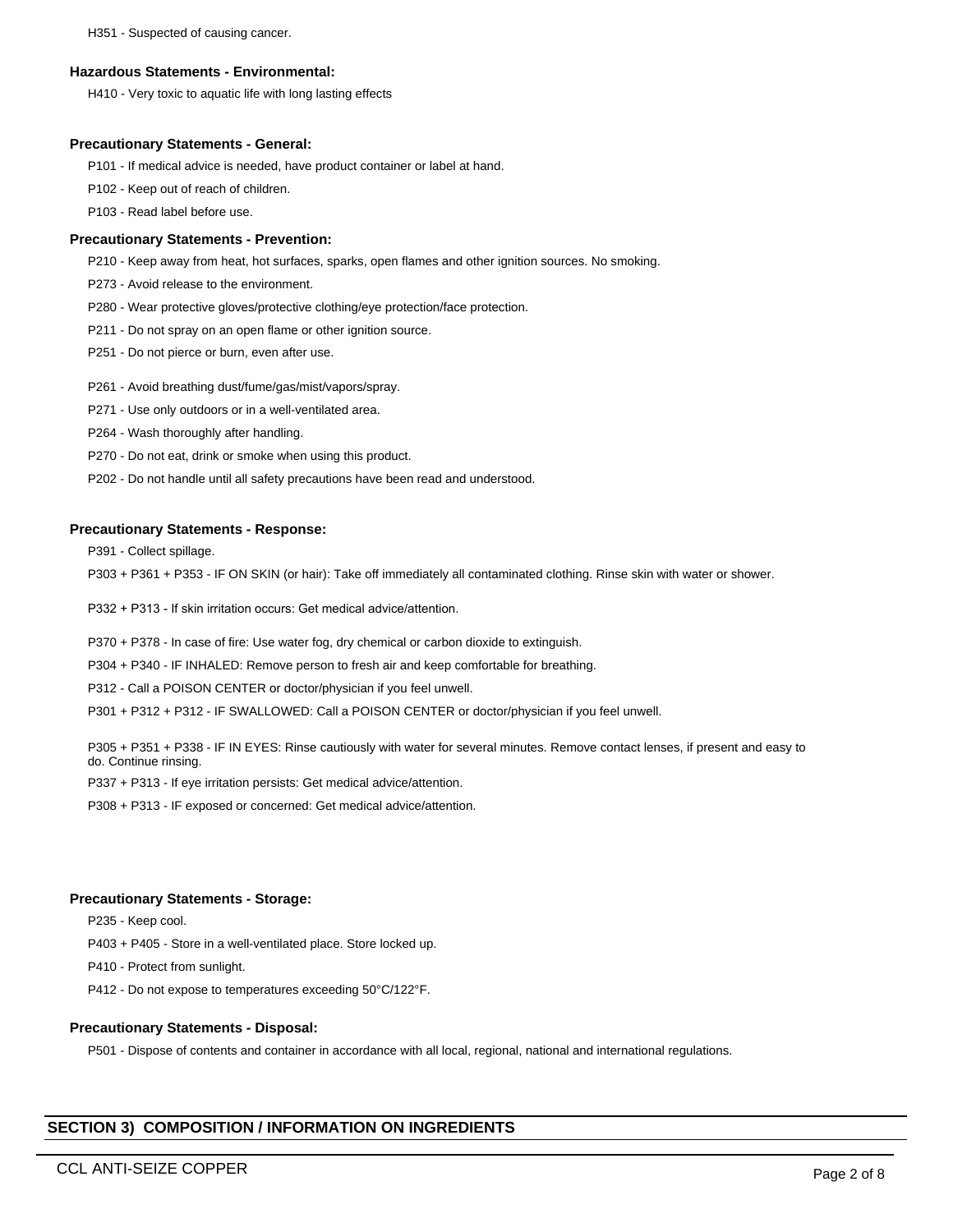H351 - Suspected of causing cancer.

### Hazardous Statements - Environmental:

H410 - Very toxic to aquatic life with long lasting effects

### Precautionary Statements - General:

P101 - If medical advice is needed, have product container or label at hand.

P102 - Keep out of reach of children.

P103 - Read label before use.

### Precautionary Statements - Prevention:

P210 - Keep away from heat, hot surfaces, sparks, open flames and other ignition sources. No smoking.

P273 - Avoid release to the environment.

P280 - Wear protective gloves/protective clothing/eye protection/face protection.

P211 - Do not spray on an open flame or other ignition source.

P251 - Do not pierce or burn, even after use.

P261 - Avoid breathing dust/fume/gas/mist/vapors/spray.

P271 - Use only outdoors or in a well-ventilated area.

P264 - Wash thoroughly after handling.

P270 - Do not eat, drink or smoke when using this product.

P202 - Do not handle until all safety precautions have been read and understood.

### Precautionary Statements - Response:

P391 - Collect spillage.

P303 + P361 + P353 - IF ON SKIN (or hair): Take off immediately all contaminated clothing. Rinse skin with water or shower.

P332 + P313 - If skin irritation occurs: Get medical advice/attention.

P370 + P378 - In case of fire: Use water fog, dry chemical or carbon dioxide to extinguish.

P304 + P340 - IF INHALED: Remove person to fresh air and keep comfortable for breathing.

P312 - Call a POISON CENTER or doctor/physician if you feel unwell.

P301 + P312 + P312 - IF SWALLOWED: Call a POISON CENTER or doctor/physician if you feel unwell.

P305 + P351 + P338 - IF IN EYES: Rinse cautiously with water for several minutes. Remove contact lenses, if present and easy to do. Continue rinsing.

P337 + P313 - If eye irritation persists: Get medical advice/attention.

P308 + P313 - IF exposed or concerned: Get medical advice/attention.

### Precautionary Statements - Storage:

P235 - Keep cool.

P403 + P405 - Store in a well-ventilated place. Store locked up.

P410 - Protect from sunlight.

P412 - Do not expose to temperatures exceeding 50°C/122°F.

### Precautionary Statements - Disposal:

P501 - Dispose of contents and container in accordance with all local, regional, national and international regulations.

## SECTION 3) COMPOSITION / INFORMATION ON INGREDIENTS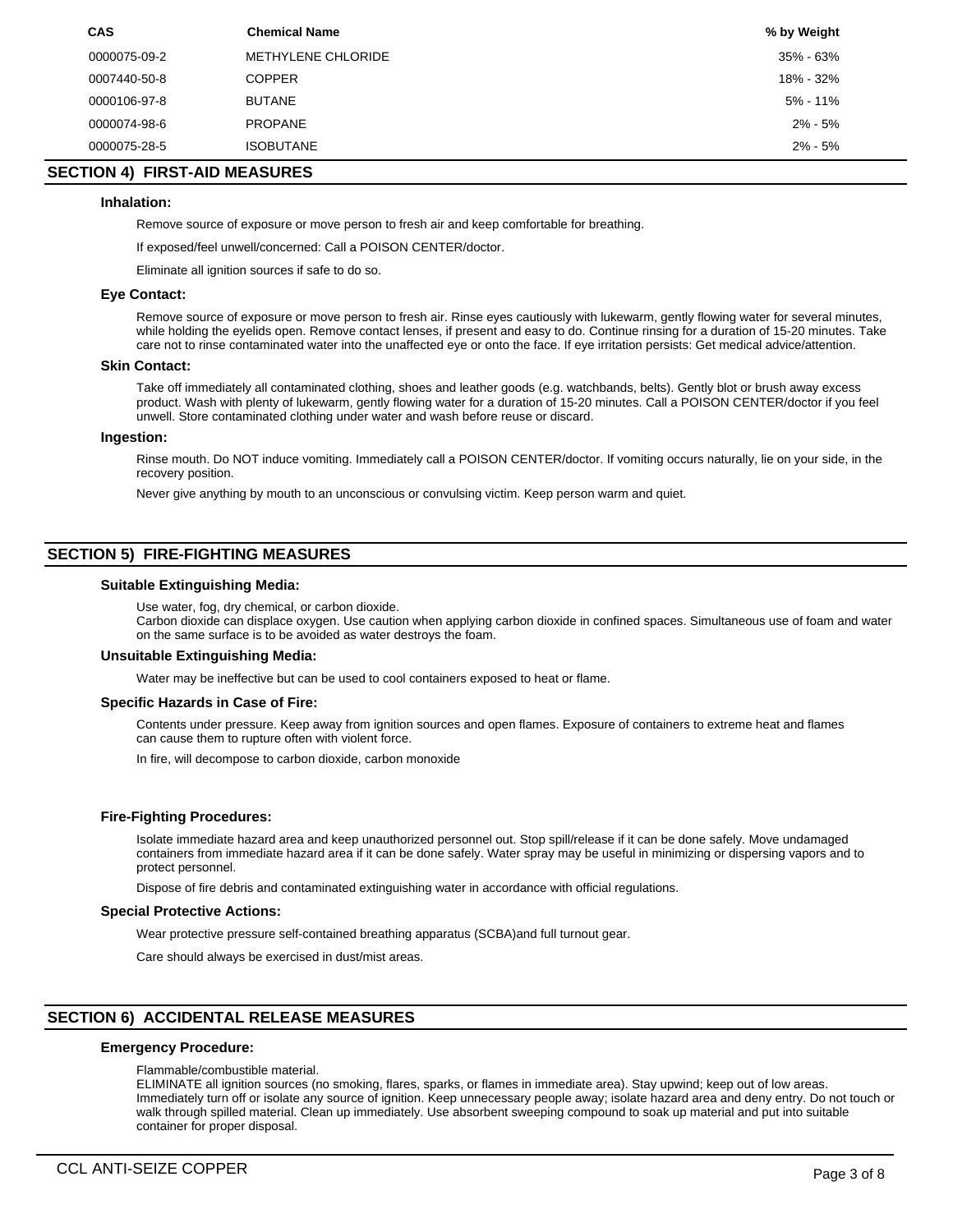| CAS | Chemical Name | % by Weight |
| --- | --- | --- |
| 0000075-09-2 | METHYLENE CHLORIDE | 35% - 63% |
| 0007440-50-8 | COPPER | 18% - 32% |
| 0000106-97-8 | BUTANE | 5% - 11% |
| 0000074-98-6 | PROPANE | 2% - 5% |
| 0000075-28-5 | ISOBUTANE | 2% - 5% |

## SECTION 4) FIRST-AID MEASURES

### Inhalation:

Remove source of exposure or move person to fresh air and keep comfortable for breathing.

If exposed/feel unwell/concerned: Call a POISON CENTER/doctor.

Eliminate all ignition sources if safe to do so.

### Eye Contact:

Remove source of exposure or move person to fresh air. Rinse eyes cautiously with lukewarm, gently flowing water for several minutes, while holding the eyelids open. Remove contact lenses, if present and easy to do. Continue rinsing for a duration of 15-20 minutes. Take care not to rinse contaminated water into the unaffected eye or onto the face. If eye irritation persists: Get medical advice/attention.

### Skin Contact:

Take off immediately all contaminated clothing, shoes and leather goods (e.g. watchbands, belts). Gently blot or brush away excess product. Wash with plenty of lukewarm, gently flowing water for a duration of 15-20 minutes. Call a POISON CENTER/doctor if you feel unwell. Store contaminated clothing under water and wash before reuse or discard.

### Ingestion:

Rinse mouth. Do NOT induce vomiting. Immediately call a POISON CENTER/doctor. If vomiting occurs naturally, lie on your side, in the recovery position.

Never give anything by mouth to an unconscious or convulsing victim. Keep person warm and quiet.

## SECTION 5) FIRE-FIGHTING MEASURES

### Suitable Extinguishing Media:

Use water, fog, dry chemical, or carbon dioxide.
Carbon dioxide can displace oxygen. Use caution when applying carbon dioxide in confined spaces. Simultaneous use of foam and water on the same surface is to be avoided as water destroys the foam.

### Unsuitable Extinguishing Media:

Water may be ineffective but can be used to cool containers exposed to heat or flame.

### Specific Hazards in Case of Fire:

Contents under pressure. Keep away from ignition sources and open flames. Exposure of containers to extreme heat and flames can cause them to rupture often with violent force.

In fire, will decompose to carbon dioxide, carbon monoxide

### Fire-Fighting Procedures:

Isolate immediate hazard area and keep unauthorized personnel out. Stop spill/release if it can be done safely. Move undamaged containers from immediate hazard area if it can be done safely. Water spray may be useful in minimizing or dispersing vapors and to protect personnel.

Dispose of fire debris and contaminated extinguishing water in accordance with official regulations.

### Special Protective Actions:

Wear protective pressure self-contained breathing apparatus (SCBA)and full turnout gear.

Care should always be exercised in dust/mist areas.

## SECTION 6) ACCIDENTAL RELEASE MEASURES

### Emergency Procedure:

Flammable/combustible material.
ELIMINATE all ignition sources (no smoking, flares, sparks, or flames in immediate area). Stay upwind; keep out of low areas. Immediately turn off or isolate any source of ignition. Keep unnecessary people away; isolate hazard area and deny entry. Do not touch or walk through spilled material. Clean up immediately. Use absorbent sweeping compound to soak up material and put into suitable container for proper disposal.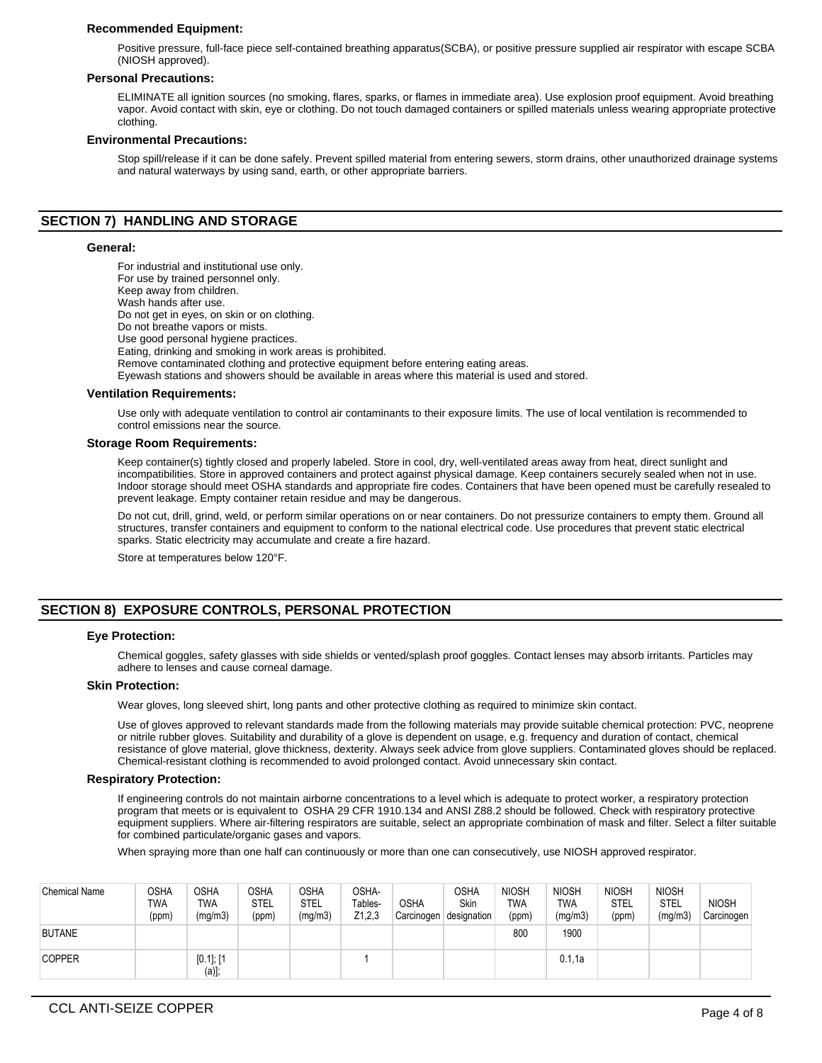### Recommended Equipment:

Positive pressure, full-face piece self-contained breathing apparatus(SCBA), or positive pressure supplied air respirator with escape SCBA (NIOSH approved).

### Personal Precautions:

ELIMINATE all ignition sources (no smoking, flares, sparks, or flames in immediate area). Use explosion proof equipment. Avoid breathing vapor. Avoid contact with skin, eye or clothing. Do not touch damaged containers or spilled materials unless wearing appropriate protective clothing.

### Environmental Precautions:

Stop spill/release if it can be done safely. Prevent spilled material from entering sewers, storm drains, other unauthorized drainage systems and natural waterways by using sand, earth, or other appropriate barriers.

## SECTION 7) HANDLING AND STORAGE

### General:

For industrial and institutional use only.
For use by trained personnel only.
Keep away from children.
Wash hands after use.
Do not get in eyes, on skin or on clothing.
Do not breathe vapors or mists.
Use good personal hygiene practices.
Eating, drinking and smoking in work areas is prohibited.
Remove contaminated clothing and protective equipment before entering eating areas.
Eyewash stations and showers should be available in areas where this material is used and stored.

### Ventilation Requirements:

Use only with adequate ventilation to control air contaminants to their exposure limits. The use of local ventilation is recommended to control emissions near the source.

### Storage Room Requirements:

Keep container(s) tightly closed and properly labeled. Store in cool, dry, well-ventilated areas away from heat, direct sunlight and incompatibilities. Store in approved containers and protect against physical damage. Keep containers securely sealed when not in use. Indoor storage should meet OSHA standards and appropriate fire codes. Containers that have been opened must be carefully resealed to prevent leakage. Empty container retain residue and may be dangerous.

Do not cut, drill, grind, weld, or perform similar operations on or near containers. Do not pressurize containers to empty them. Ground all structures, transfer containers and equipment to conform to the national electrical code. Use procedures that prevent static electrical sparks. Static electricity may accumulate and create a fire hazard.

Store at temperatures below 120°F.

## SECTION 8) EXPOSURE CONTROLS, PERSONAL PROTECTION

### Eye Protection:

Chemical goggles, safety glasses with side shields or vented/splash proof goggles. Contact lenses may absorb irritants. Particles may adhere to lenses and cause corneal damage.

### Skin Protection:

Wear gloves, long sleeved shirt, long pants and other protective clothing as required to minimize skin contact.

Use of gloves approved to relevant standards made from the following materials may provide suitable chemical protection: PVC, neoprene or nitrile rubber gloves. Suitability and durability of a glove is dependent on usage, e.g. frequency and duration of contact, chemical resistance of glove material, glove thickness, dexterity. Always seek advice from glove suppliers. Contaminated gloves should be replaced. Chemical-resistant clothing is recommended to avoid prolonged contact. Avoid unnecessary skin contact.

### Respiratory Protection:

If engineering controls do not maintain airborne concentrations to a level which is adequate to protect worker, a respiratory protection program that meets or is equivalent to OSHA 29 CFR 1910.134 and ANSI Z88.2 should be followed. Check with respiratory protective equipment suppliers. Where air-filtering respirators are suitable, select an appropriate combination of mask and filter. Select a filter suitable for combined particulate/organic gases and vapors.

When spraying more than one half can continuously or more than one can consecutively, use NIOSH approved respirator.

| Chemical Name | OSHA TWA (ppm) | OSHA TWA (mg/m3) | OSHA STEL (ppm) | OSHA STEL (mg/m3) | OSHA- Tables- Z1,2,3 | OSHA Carcinogen | OSHA Skin designation | NIOSH TWA (ppm) | NIOSH TWA (mg/m3) | NIOSH STEL (ppm) | NIOSH STEL (mg/m3) | NIOSH Carcinogen |
|---|---|---|---|---|---|---|---|---|---|---|---|---|
| BUTANE | | | | | | | | 800 | 1900 | | | |
| COPPER | | [0.1]; [1 (a)]; | | | 1 | | | | 0.1,1a | | | |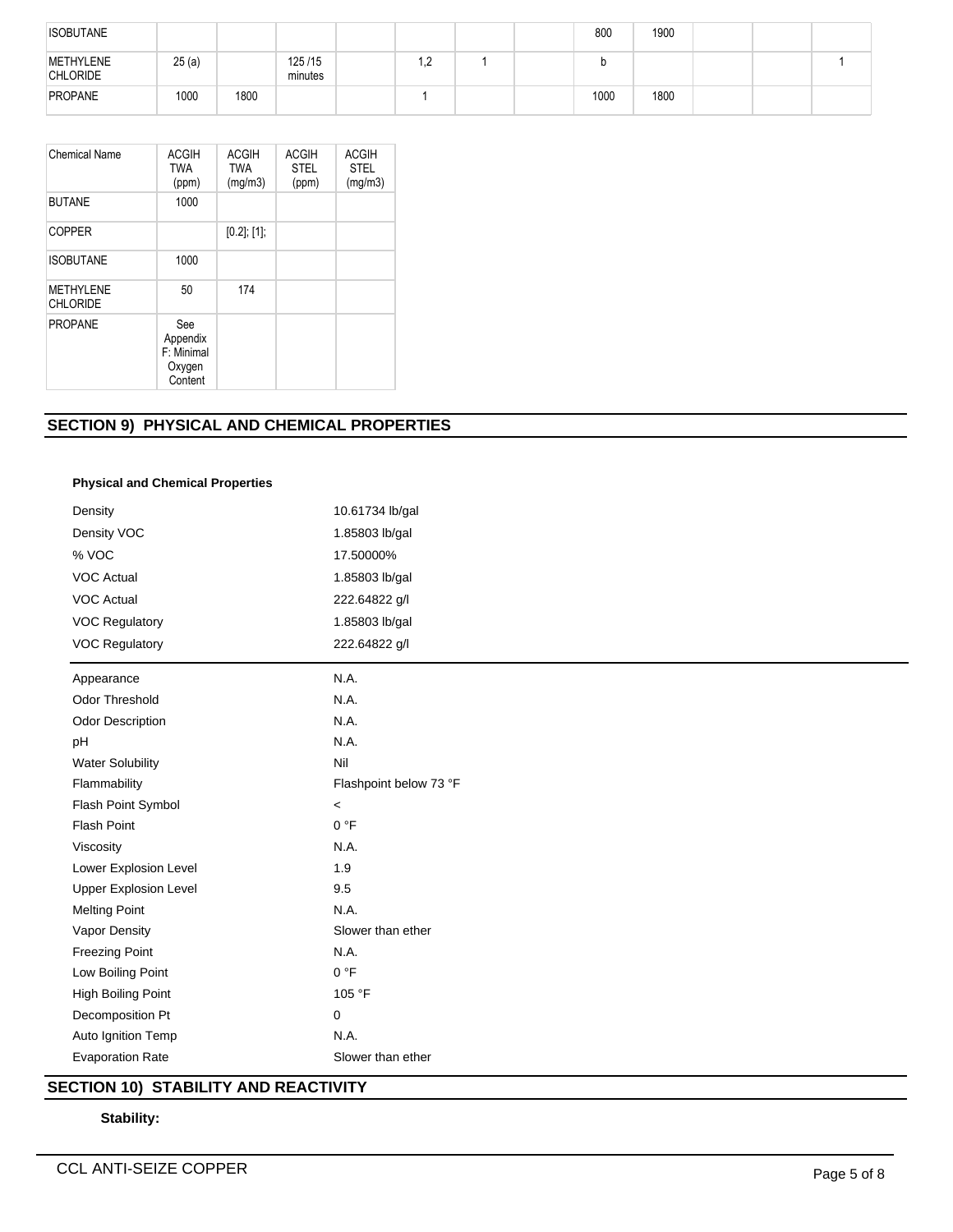| ISOBUTANE | | | | | | | | 800 | 1900 | | | |
|---|---|---|---|---|---|---|---|---|---|---|---|---|
| METHYLENE CHLORIDE | 25 (a) | | 125 /15 minutes | | 1,2 | 1 | | b | | | | 1 |
| PROPANE | 1000 | 1800 | | | 1 | | | 1000 | 1800 | | | |

| Chemical Name | ACGIH TWA (ppm) | ACGIH TWA (mg/m3) | ACGIH STEL (ppm) | ACGIH STEL (mg/m3) |
|---|---|---|---|---|
| BUTANE | 1000 | | | |
| COPPER | | [0.2]; [1]; | | |
| ISOBUTANE | 1000 | | | |
| METHYLENE CHLORIDE | 50 | 174 | | |
| PROPANE | See Appendix F: Minimal Oxygen Content | | | |

## SECTION 9) PHYSICAL AND CHEMICAL PROPERTIES

**Physical and Chemical Properties**

| | |
|---|---|
| Density | 10.61734 lb/gal |
| Density VOC | 1.85803 lb/gal |
| % VOC | 17.50000% |
| VOC Actual | 1.85803 lb/gal |
| VOC Actual | 222.64822 g/l |
| VOC Regulatory | 1.85803 lb/gal |
| VOC Regulatory | 222.64822 g/l |

| | |
|---|---|
| Appearance | N.A. |
| Odor Threshold | N.A. |
| Odor Description | N.A. |
| pH | N.A. |
| Water Solubility | Nil |
| Flammability | Flashpoint below 73 °F |
| Flash Point Symbol | < |
| Flash Point | 0 °F |
| Viscosity | N.A. |
| Lower Explosion Level | 1.9 |
| Upper Explosion Level | 9.5 |
| Melting Point | N.A. |
| Vapor Density | Slower than ether |
| Freezing Point | N.A. |
| Low Boiling Point | 0 °F |
| High Boiling Point | 105 °F |
| Decomposition Pt | 0 |
| Auto Ignition Temp | N.A. |
| Evaporation Rate | Slower than ether |

## SECTION 10) STABILITY AND REACTIVITY

**Stability:**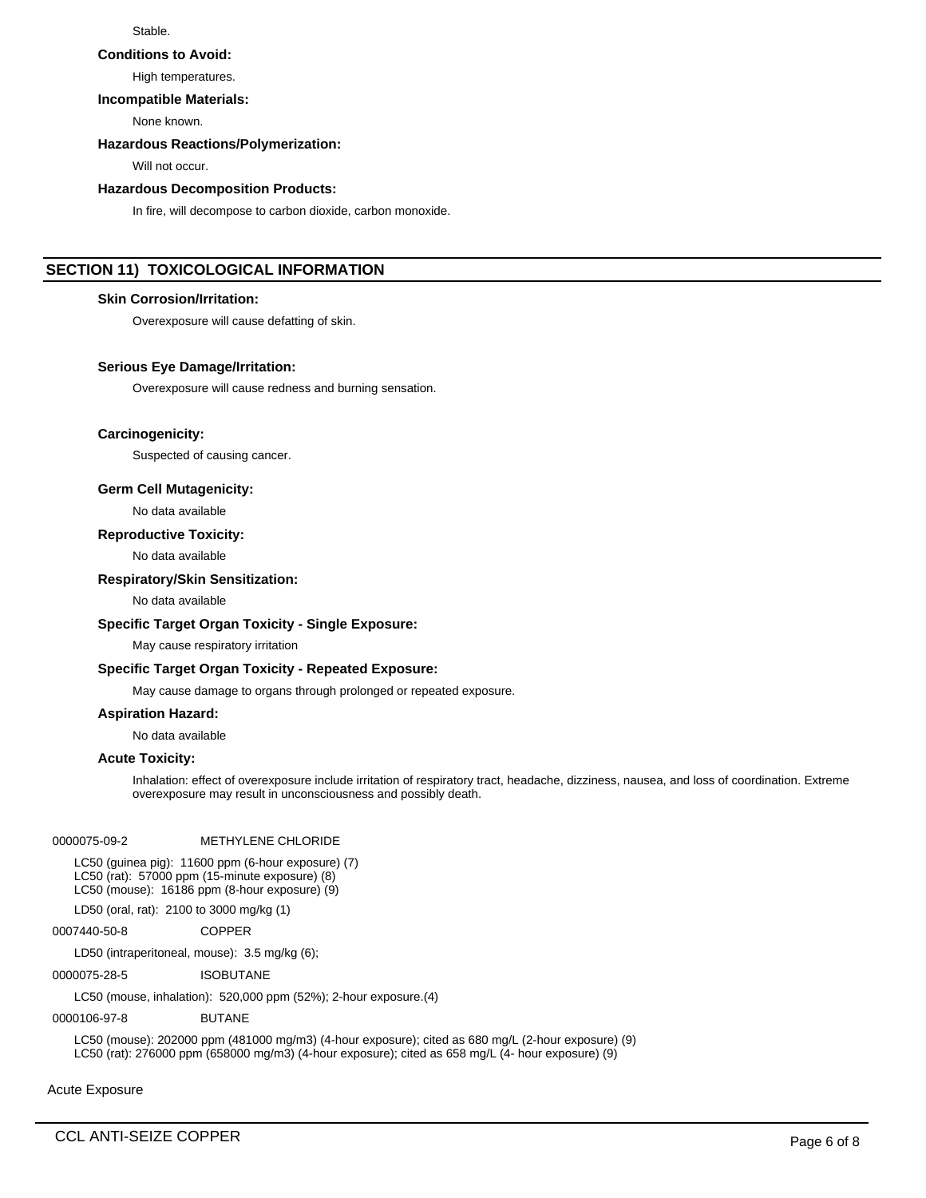Stable.

**Conditions to Avoid:**

High temperatures.

**Incompatible Materials:**

None known.

**Hazardous Reactions/Polymerization:**

Will not occur.

**Hazardous Decomposition Products:**

In fire, will decompose to carbon dioxide, carbon monoxide.

## SECTION 11) TOXICOLOGICAL INFORMATION

**Skin Corrosion/Irritation:**

Overexposure will cause defatting of skin.

**Serious Eye Damage/Irritation:**

Overexposure will cause redness and burning sensation.

**Carcinogenicity:**

Suspected of causing cancer.

**Germ Cell Mutagenicity:**

No data available

**Reproductive Toxicity:**

No data available

**Respiratory/Skin Sensitization:**

No data available

**Specific Target Organ Toxicity - Single Exposure:**

May cause respiratory irritation

**Specific Target Organ Toxicity - Repeated Exposure:**

May cause damage to organs through prolonged or repeated exposure.

**Aspiration Hazard:**

No data available

**Acute Toxicity:**

Inhalation: effect of overexposure include irritation of respiratory tract, headache, dizziness, nausea, and loss of coordination. Extreme overexposure may result in unconsciousness and possibly death.

0000075-09-2 METHYLENE CHLORIDE

LC50 (guinea pig): 11600 ppm (6-hour exposure) (7)
LC50 (rat): 57000 ppm (15-minute exposure) (8)
LC50 (mouse): 16186 ppm (8-hour exposure) (9)

LD50 (oral, rat): 2100 to 3000 mg/kg (1)

0007440-50-8 COPPER

LD50 (intraperitoneal, mouse): 3.5 mg/kg (6);

0000075-28-5 ISOBUTANE

LC50 (mouse, inhalation): 520,000 ppm (52%); 2-hour exposure.(4)

0000106-97-8 BUTANE

LC50 (mouse): 202000 ppm (481000 mg/m3) (4-hour exposure); cited as 680 mg/L (2-hour exposure) (9)
LC50 (rat): 276000 ppm (658000 mg/m3) (4-hour exposure); cited as 658 mg/L (4- hour exposure) (9)

Acute Exposure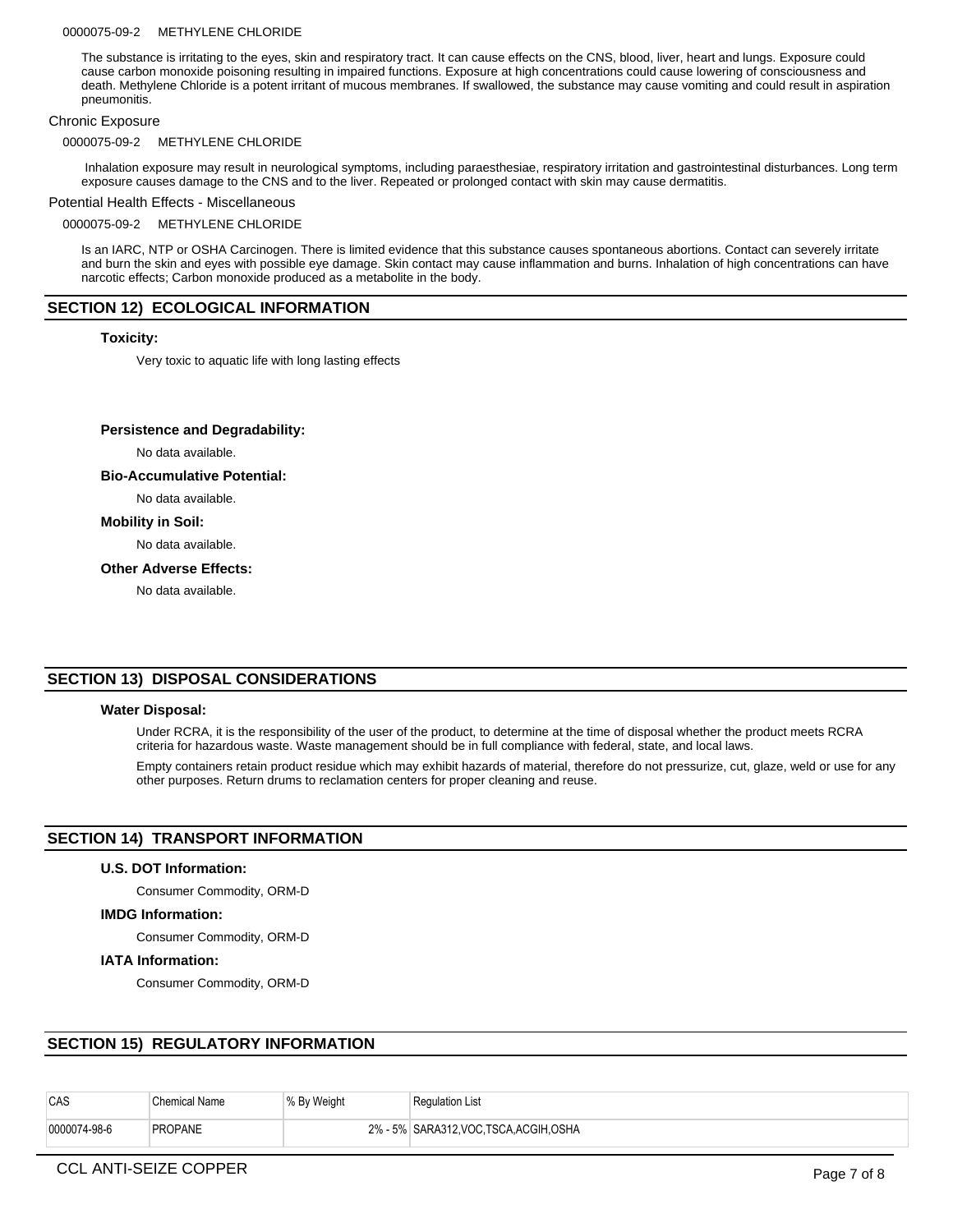0000075-09-2 METHYLENE CHLORIDE

The substance is irritating to the eyes, skin and respiratory tract. It can cause effects on the CNS, blood, liver, heart and lungs. Exposure could cause carbon monoxide poisoning resulting in impaired functions. Exposure at high concentrations could cause lowering of consciousness and death. Methylene Chloride is a potent irritant of mucous membranes. If swallowed, the substance may cause vomiting and could result in aspiration pneumonitis.

Chronic Exposure

0000075-09-2 METHYLENE CHLORIDE

Inhalation exposure may result in neurological symptoms, including paraesthesiae, respiratory irritation and gastrointestinal disturbances. Long term exposure causes damage to the CNS and to the liver. Repeated or prolonged contact with skin may cause dermatitis.

Potential Health Effects - Miscellaneous

0000075-09-2 METHYLENE CHLORIDE

Is an IARC, NTP or OSHA Carcinogen. There is limited evidence that this substance causes spontaneous abortions. Contact can severely irritate and burn the skin and eyes with possible eye damage. Skin contact may cause inflammation and burns. Inhalation of high concentrations can have narcotic effects; Carbon monoxide produced as a metabolite in the body.

## SECTION 12) ECOLOGICAL INFORMATION

**Toxicity:**

Very toxic to aquatic life with long lasting effects

**Persistence and Degradability:**

No data available.

**Bio-Accumulative Potential:**

No data available.

**Mobility in Soil:**

No data available.

**Other Adverse Effects:**

No data available.

## SECTION 13) DISPOSAL CONSIDERATIONS

**Water Disposal:**

Under RCRA, it is the responsibility of the user of the product, to determine at the time of disposal whether the product meets RCRA criteria for hazardous waste. Waste management should be in full compliance with federal, state, and local laws.

Empty containers retain product residue which may exhibit hazards of material, therefore do not pressurize, cut, glaze, weld or use for any other purposes. Return drums to reclamation centers for proper cleaning and reuse.

## SECTION 14) TRANSPORT INFORMATION

**U.S. DOT Information:**

Consumer Commodity, ORM-D

**IMDG Information:**

Consumer Commodity, ORM-D

**IATA Information:**

Consumer Commodity, ORM-D

## SECTION 15) REGULATORY INFORMATION

| CAS | Chemical Name | % By Weight | Regulation List |
|---|---|---|---|
| 0000074-98-6 | PROPANE | 2% - 5% | SARA312,VOC,TSCA,ACGIH,OSHA |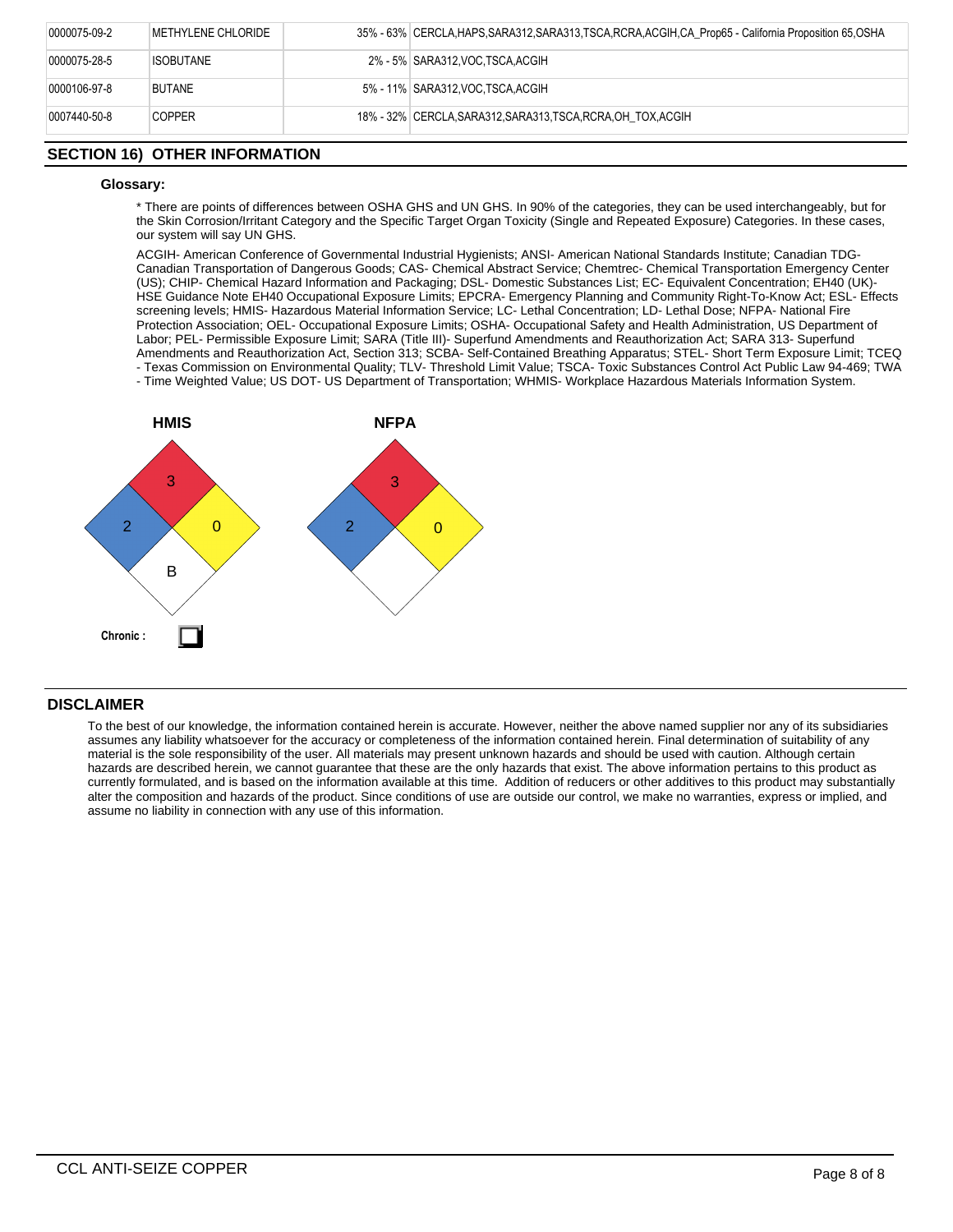| | | | |
|---|---|---|---|
| 0000075-09-2 | METHYLENE CHLORIDE | 35% - 63% | CERCLA,HAPS,SARA312,SARA313,TSCA,RCRA,ACGIH,CA_Prop65 - California Proposition 65,OSHA |
| 0000075-28-5 | ISOBUTANE | 2% - 5% | SARA312,VOC,TSCA,ACGIH |
| 0000106-97-8 | BUTANE | 5% - 11% | SARA312,VOC,TSCA,ACGIH |
| 0007440-50-8 | COPPER | 18% - 32% | CERCLA,SARA312,SARA313,TSCA,RCRA,OH_TOX,ACGIH |

## SECTION 16) OTHER INFORMATION

### Glossary:

* There are points of differences between OSHA GHS and UN GHS. In 90% of the categories, they can be used interchangeably, but for the Skin Corrosion/Irritant Category and the Specific Target Organ Toxicity (Single and Repeated Exposure) Categories. In these cases, our system will say UN GHS.

ACGIH- American Conference of Governmental Industrial Hygienists; ANSI- American National Standards Institute; Canadian TDG- Canadian Transportation of Dangerous Goods; CAS- Chemical Abstract Service; Chemtrec- Chemical Transportation Emergency Center (US); CHIP- Chemical Hazard Information and Packaging; DSL- Domestic Substances List; EC- Equivalent Concentration; EH40 (UK)- HSE Guidance Note EH40 Occupational Exposure Limits; EPCRA- Emergency Planning and Community Right-To-Know Act; ESL- Effects screening levels; HMIS- Hazardous Material Information Service; LC- Lethal Concentration; LD- Lethal Dose; NFPA- National Fire Protection Association; OEL- Occupational Exposure Limits; OSHA- Occupational Safety and Health Administration, US Department of Labor; PEL- Permissible Exposure Limit; SARA (Title III)- Superfund Amendments and Reauthorization Act; SARA 313- Superfund Amendments and Reauthorization Act, Section 313; SCBA- Self-Contained Breathing Apparatus; STEL- Short Term Exposure Limit; TCEQ - Texas Commission on Environmental Quality; TLV- Threshold Limit Value; TSCA- Toxic Substances Control Act Public Law 94-469; TWA - Time Weighted Value; US DOT- US Department of Transportation; WHMIS- Workplace Hazardous Materials Information System.

HMIS

3

2

0

B

Chronic :

NFPA

3

2

0

## DISCLAIMER

To the best of our knowledge, the information contained herein is accurate. However, neither the above named supplier nor any of its subsidiaries assumes any liability whatsoever for the accuracy or completeness of the information contained herein. Final determination of suitability of any material is the sole responsibility of the user. All materials may present unknown hazards and should be used with caution. Although certain hazards are described herein, we cannot guarantee that these are the only hazards that exist. The above information pertains to this product as currently formulated, and is based on the information available at this time. Addition of reducers or other additives to this product may substantially alter the composition and hazards of the product. Since conditions of use are outside our control, we make no warranties, express or implied, and assume no liability in connection with any use of this information.